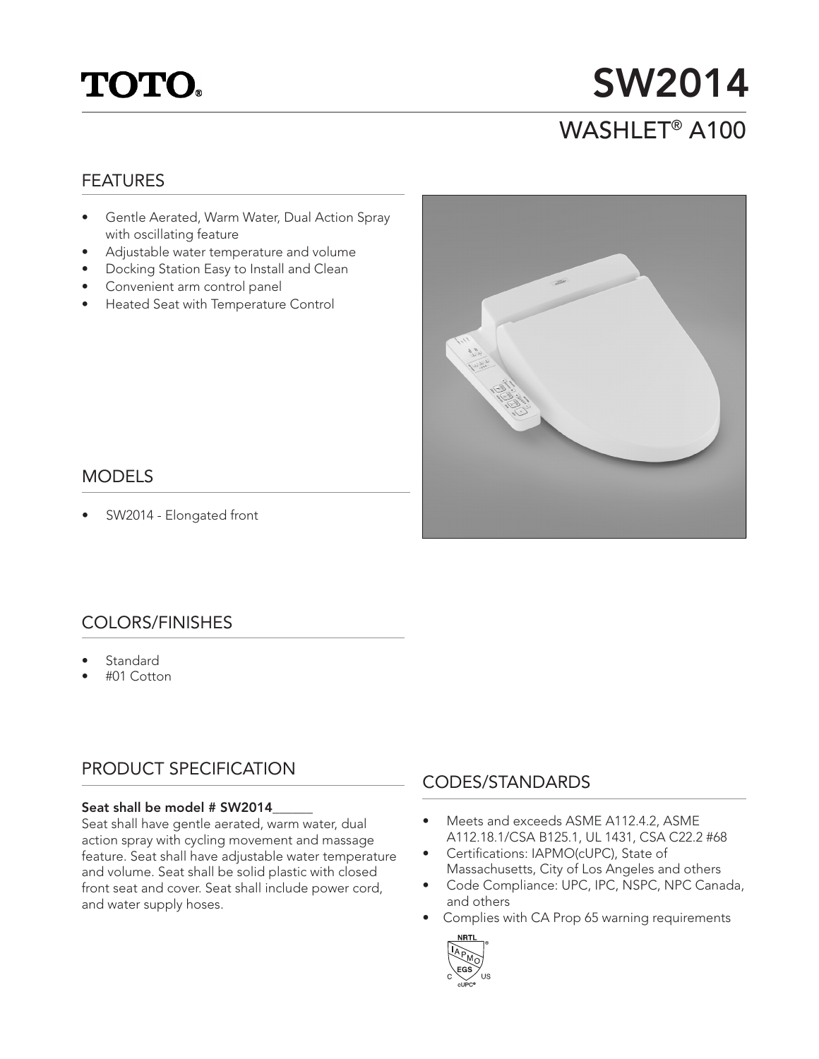# TOTO®

# SW2014

## WASHLET® A100

## FEATURES

- Gentle Aerated, Warm Water, Dual Action Spray with oscillating feature
- Adjustable water temperature and volume
- Docking Station Easy to Install and Clean
- Convenient arm control panel
- Heated Seat with Temperature Control

## MODELS

- SW2014 - Elongated front

## COLORS/FINISHES

- Standard
- #01 Cotton

## PRODUCT SPECIFICATION

**Seat shall be model # SW2014______**

Seat shall have gentle aerated, warm water, dual action spray with cycling movement and massage feature. Seat shall have adjustable water temperature and volume. Seat shall be solid plastic with closed front seat and cover. Seat shall include power cord, and water supply hoses.

## CODES/STANDARDS

- Meets and exceeds ASME A112.4.2, ASME A112.18.1/CSA B125.1, UL 1431, CSA C22.2 #68
- Certifications: IAPMO(cUPC), State of Massachusetts, City of Los Angeles and others
- Code Compliance: UPC, IPC, NSPC, NPC Canada, and others
- Complies with CA Prop 65 warning requirements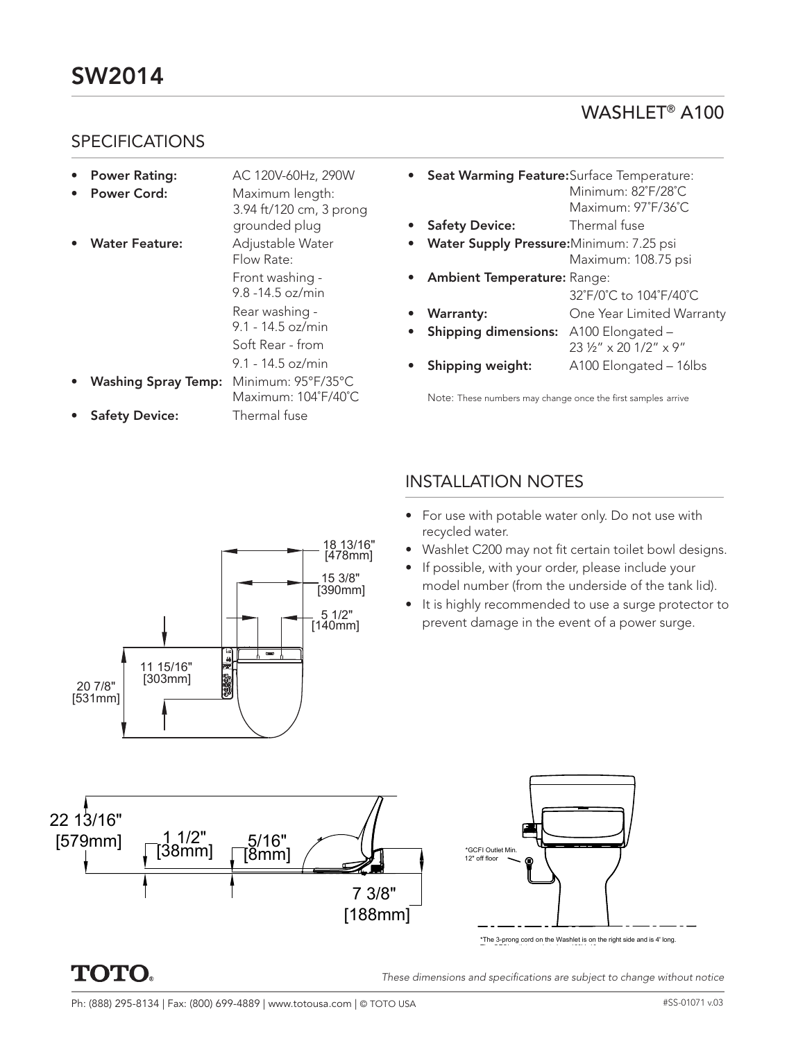# SW2014

## WASHLET® A100

## SPECIFICATIONS

- **Power Rating:** AC 120V-60Hz, 290W
- **Power Cord:** Maximum length: 3.94 ft/120 cm, 3 prong grounded plug
- **Water Feature:** Adjustable Water Flow Rate:
  Front washing - 9.8 -14.5 oz/min
  Rear washing - 9.1 - 14.5 oz/min
  Soft Rear - from 9.1 - 14.5 oz/min
- **Washing Spray Temp:** Minimum: 95°F/35°C Maximum: 104˚F/40˚C
- **Safety Device:** Thermal fuse
- **Seat Warming Feature:** Surface Temperature: Minimum: 82˚F/28˚C Maximum: 97˚F/36˚C
- **Safety Device:** Thermal fuse
- **Water Supply Pressure:** Minimum: 7.25 psi Maximum: 108.75 psi
- **Ambient Temperature:** Range: 32˚F/0˚C to 104˚F/40˚C
- **Warranty:** One Year Limited Warranty
- **Shipping dimensions:** A100 Elongated – 23 ½" x 20 1/2" x 9"
- **Shipping weight:** A100 Elongated – 16lbs

Note: These numbers may change once the first samples arrive

## INSTALLATION NOTES

- For use with potable water only. Do not use with recycled water.
- Washlet C200 may not fit certain toilet bowl designs.
- If possible, with your order, please include your model number (from the underside of the tank lid).
- It is highly recommended to use a surge protector to prevent damage in the event of a power surge.

18 13/16" [478mm]
15 3/8" [390mm]
5 1/2" [140mm]
11 15/16" [303mm]
20 7/8" [531mm]

22 13/16" [579mm]
1 1/2" [38mm]
5/16" [8mm]
7 3/8" [188mm]

*GCFI Outlet Min. 12" off floor

*The 3-prong cord on the Washlet is on the right side and is 4' long.

*These dimensions and specifications are subject to change without notice*

Ph: (888) 295-8134 | Fax: (800) 699-4889 | www.totousa.com | © TOTO USA

#SS-01071 v.03